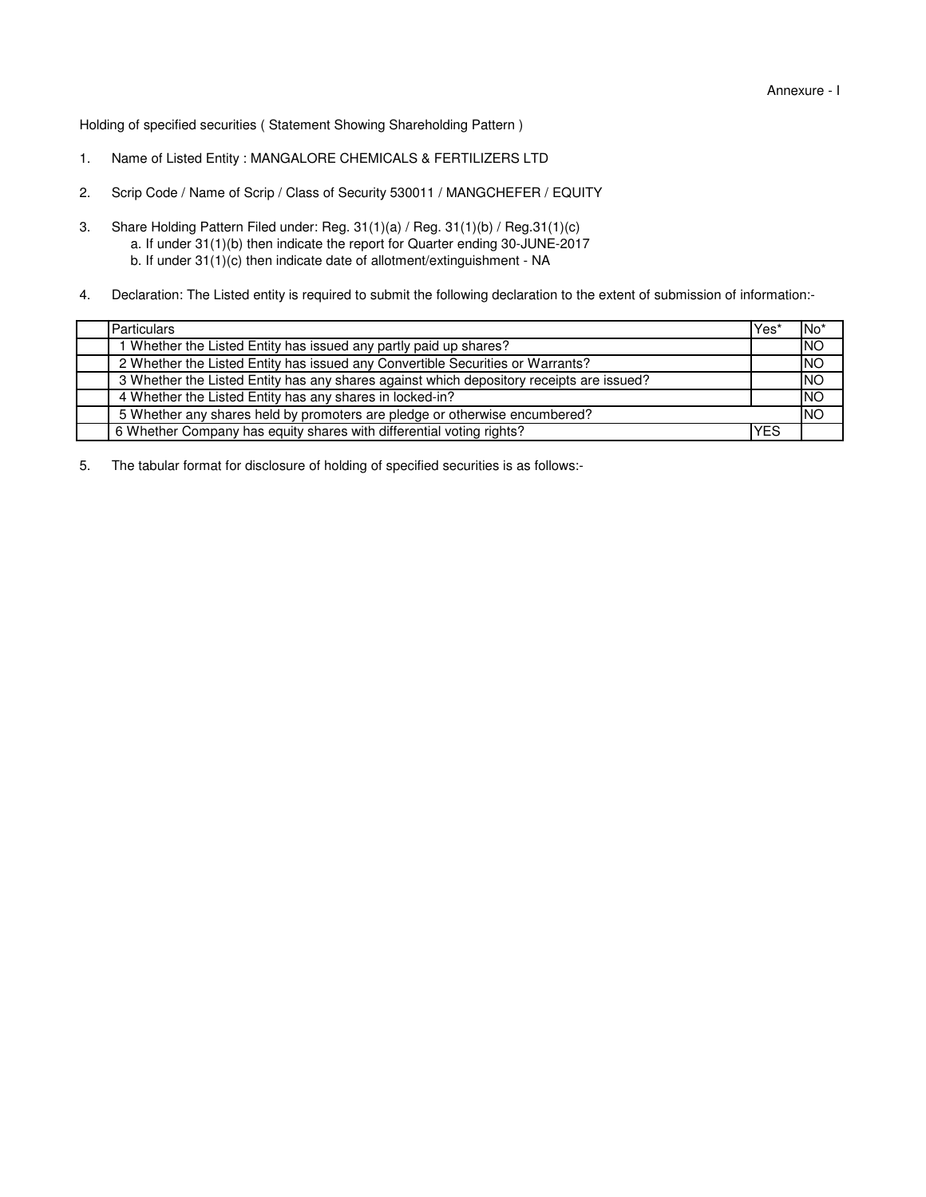Annexure - I

Holding of specified securities ( Statement Showing Shareholding Pattern )

1. Name of Listed Entity : MANGALORE CHEMICALS & FERTILIZERS LTD

2. Scrip Code / Name of Scrip / Class of Security 530011 / MANGCHEFER / EQUITY

3. Share Holding Pattern Filed under: Reg. 31(1)(a) / Reg. 31(1)(b) / Reg.31(1)(c)
   a. If under 31(1)(b) then indicate the report for Quarter ending 30-JUNE-2017
   b. If under 31(1)(c) then indicate date of allotment/extinguishment - NA

4. Declaration: The Listed entity is required to submit the following declaration to the extent of submission of information:-

| | Particulars | Yes* | No* |
|---|---|---|---|
| | 1 Whether the Listed Entity has issued any partly paid up shares? | | NO |
| | 2 Whether the Listed Entity has issued any Convertible Securities or Warrants? | | NO |
| | 3 Whether the Listed Entity has any shares against which depository receipts are issued? | | NO |
| | 4 Whether the Listed Entity has any shares in locked-in? | | NO |
| | 5 Whether any shares held by promoters are pledge or otherwise encumbered? | | NO |
| | 6 Whether Company has equity shares with differential voting rights? | YES | |

5. The tabular format for disclosure of holding of specified securities is as follows:-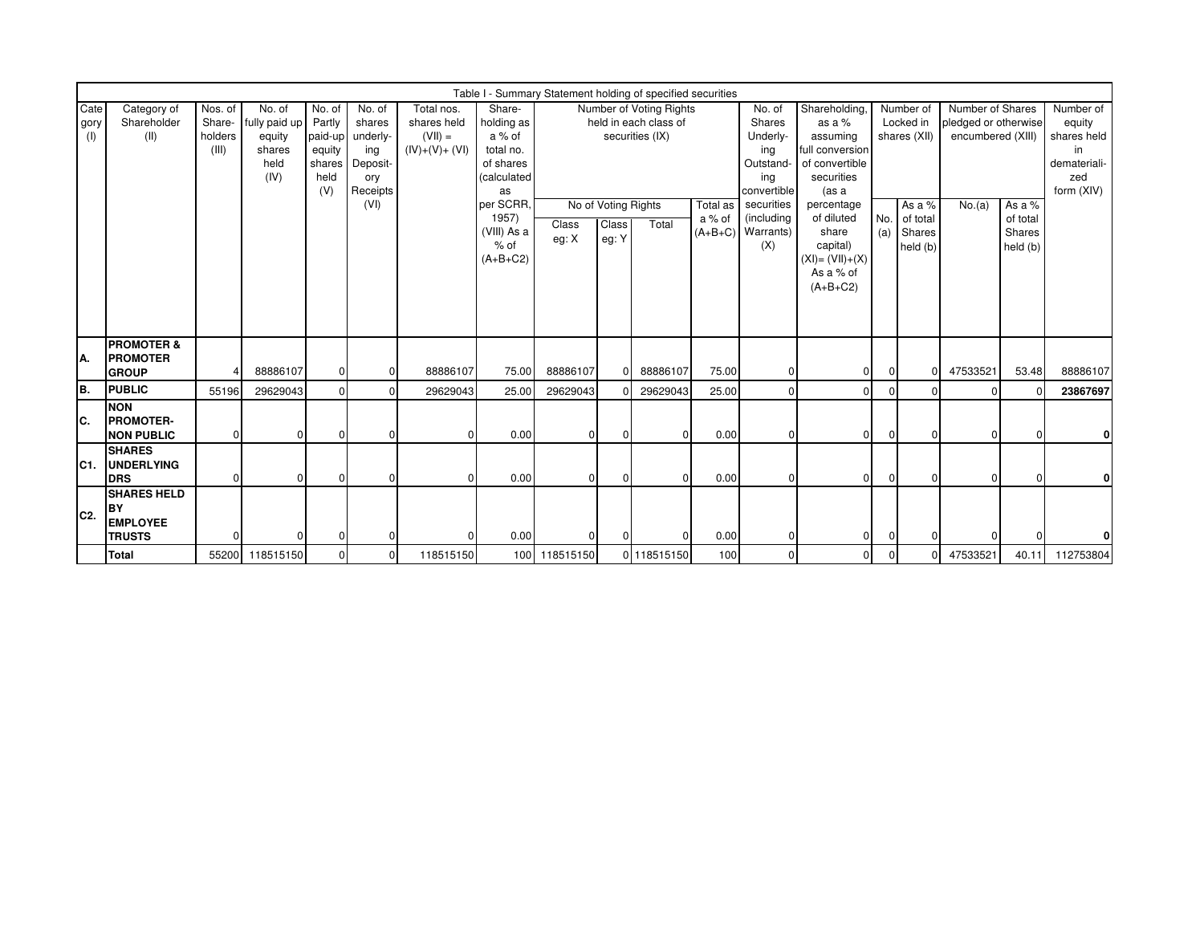Table I - Summary Statement holding of specified securities

| Category (I) | Category of Shareholder (II) | Nos. of Share-holders (III) | No. of fully paid up equity shares held (IV) | No. of Partly paid-up equity shares held (V) | No. of shares underlying Depository Receipts (VI) | Total nos. shares held (VII) = (IV)+(V)+ (VI) | Share-holding as a % of total no. of shares (calculated as per SCRR, 1957) (VIII) As a % of (A+B+C2) | Number of Voting Rights held in each class of securities (IX) | | | | No. of Shares Underlying Outstanding convertible securities (including Warrants) (X) | Shareholding, as a % assuming full conversion of convertible securities (as a percentage of diluted share capital) (XI)= (VII)+(X) As a % of (A+B+C2) | Number of Locked in shares (XII) | | Number of Shares pledged or otherwise encumbered (XIII) | | Number of equity shares held in dematerialized form (XIV) |
|---|---|---|---|---|---|---|---|---|---|---|---|---|---|---|---|---|---|---|
| | | | | | | | | No of Voting Rights | | | Total as a % of (A+B+C) | | | No. (a) | As a % of total Shares held (b) | No.(a) | As a % of total Shares held (b) | |
| | | | | | | | | Class eg: X | Class eg: Y | Total | | | | | | | | |
| **A.** | **PROMOTER & PROMOTER GROUP** | 4 | 88886107 | 0 | 0 | 88886107 | 75.00 | 88886107 | 0 | 88886107 | 75.00 | 0 | 0 | 0 | 0 | 47533521 | 53.48 | 88886107 |
| **B.** | **PUBLIC** | 55196 | 29629043 | 0 | 0 | 29629043 | 25.00 | 29629043 | 0 | 29629043 | 25.00 | 0 | 0 | 0 | 0 | 0 | 0 | **23867697** |
| **C.** | **NON PROMOTER-NON PUBLIC** | 0 | 0 | 0 | 0 | 0 | 0.00 | 0 | 0 | 0 | 0.00 | 0 | 0 | 0 | 0 | 0 | 0 | **0** |
| **C1.** | **SHARES UNDERLYING DRS** | 0 | 0 | 0 | 0 | 0 | 0.00 | 0 | 0 | 0 | 0.00 | 0 | 0 | 0 | 0 | 0 | 0 | **0** |
| **C2.** | **SHARES HELD BY EMPLOYEE TRUSTS** | 0 | 0 | 0 | 0 | 0 | 0.00 | 0 | 0 | 0 | 0.00 | 0 | 0 | 0 | 0 | 0 | 0 | **0** |
| | **Total** | 55200 | 118515150 | 0 | 0 | 118515150 | 100 | 118515150 | 0 | 118515150 | 100 | 0 | 0 | 0 | 0 | 47533521 | 40.11 | 112753804 |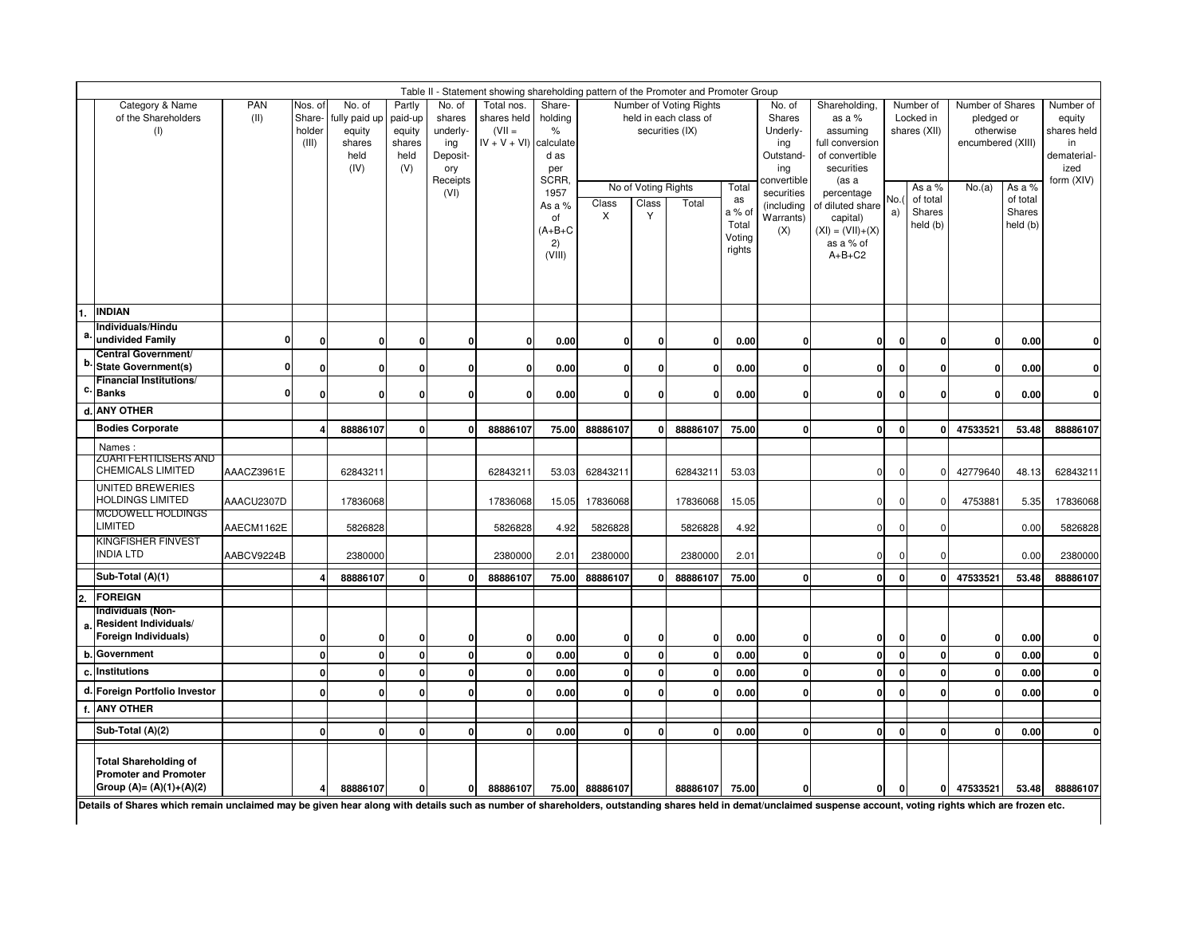Table II - Statement showing shareholding pattern of the Promoter and Promoter Group

| | Category & Name of the Shareholders (I) | PAN (II) | Nos. of Share-holder (III) | No. of fully paid up equity shares held (IV) | Partly paid-up equity shares held (V) | No. of shares underlying Depository Receipts (VI) | Total nos. shares held (VII = IV + V + VI) | Share-holding % calculated as per SCRR, 1957 As a % of (A+B+C2) (VIII) | Number of Voting Rights held in each class of securities (IX) | | | | No. of Shares Underlying Outstanding convertible securities (including Warrants) (X) | Shareholding, as a % assuming full conversion of convertible securities (as a percentage of diluted share capital) (XI) = (VII)+(X) as a % of A+B+C2 | Number of Locked in shares (XII) | | Number of Shares pledged or otherwise encumbered (XIII) | | Number of equity shares held in dematerialized form (XIV) |
|---|---|---|---|---|---|---|---|---|---|---|---|---|---|---|---|---|---|---|---|
| | | | | | | | | | No of Voting Rights | | | Total as a % of Total Voting rights | | | No.(a) | As a % of total Shares held (b) | No.(a) | As a % of total Shares held (b) | |
| | | | | | | | | | Class X | Class Y | Total | | | | | | | | |
| 1. | **INDIAN** | | | | | | | | | | | | | | | | | | |
| a. | **Individuals/Hindu undivided Family** | 0 | 0 | 0 | 0 | 0 | 0 | 0.00 | 0 | 0 | 0 | 0.00 | 0 | 0 | 0 | 0 | 0 | 0.00 | 0 |
| b. | **Central Government/ State Government(s)** | 0 | 0 | 0 | 0 | 0 | 0 | 0.00 | 0 | 0 | 0 | 0.00 | 0 | 0 | 0 | 0 | 0 | 0.00 | 0 |
| c. | **Financial Institutions/ Banks** | 0 | 0 | 0 | 0 | 0 | 0 | 0.00 | 0 | 0 | 0 | 0.00 | 0 | 0 | 0 | 0 | 0 | 0.00 | 0 |
| d. | **ANY OTHER** | | | | | | | | | | | | | | | | | | |
| | **Bodies Corporate** | | 4 | 88886107 | 0 | 0 | 88886107 | 75.00 | 88886107 | 0 | 88886107 | 75.00 | 0 | 0 | 0 | 0 | 47533521 | 53.48 | 88886107 |
| | Names : | | | | | | | | | | | | | | | | | | |
| | ZUARI FERTILISERS AND CHEMICALS LIMITED | AAACZ3961E | | 62843211 | | | 62843211 | 53.03 | 62843211 | | 62843211 | 53.03 | | 0 | 0 | 0 | 42779640 | 48.13 | 62843211 |
| | UNITED BREWERIES HOLDINGS LIMITED | AAACU2307D | | 17836068 | | | 17836068 | 15.05 | 17836068 | | 17836068 | 15.05 | | 0 | 0 | 0 | 4753881 | 5.35 | 17836068 |
| | MCDOWELL HOLDINGS LIMITED | AAECM1162E | | 5826828 | | | 5826828 | 4.92 | 5826828 | | 5826828 | 4.92 | | 0 | 0 | 0 | | 0.00 | 5826828 |
| | KINGFISHER FINVEST INDIA LTD | AABCV9224B | | 2380000 | | | 2380000 | 2.01 | 2380000 | | 2380000 | 2.01 | | 0 | 0 | 0 | | 0.00 | 2380000 |
| | **Sub-Total (A)(1)** | | 4 | 88886107 | 0 | 0 | 88886107 | 75.00 | 88886107 | 0 | 88886107 | 75.00 | 0 | 0 | 0 | 0 | 47533521 | 53.48 | 88886107 |
| 2. | **FOREIGN** | | | | | | | | | | | | | | | | | | |
| a. | **Individuals (Non-Resident Individuals/ Foreign Individuals)** | | 0 | 0 | 0 | 0 | 0 | 0.00 | 0 | 0 | 0 | 0.00 | 0 | 0 | 0 | 0 | 0 | 0.00 | 0 |
| b. | **Government** | | 0 | 0 | 0 | 0 | 0 | 0.00 | 0 | 0 | 0 | 0.00 | 0 | 0 | 0 | 0 | 0 | 0.00 | 0 |
| c. | **Institutions** | | 0 | 0 | 0 | 0 | 0 | 0.00 | 0 | 0 | 0 | 0.00 | 0 | 0 | 0 | 0 | 0 | 0.00 | 0 |
| d. | **Foreign Portfolio Investor** | | 0 | 0 | 0 | 0 | 0 | 0.00 | 0 | 0 | 0 | 0.00 | 0 | 0 | 0 | 0 | 0 | 0.00 | 0 |
| f. | **ANY OTHER** | | | | | | | | | | | | | | | | | | |
| | **Sub-Total (A)(2)** | | 0 | 0 | 0 | 0 | 0 | 0.00 | 0 | 0 | 0 | 0.00 | 0 | 0 | 0 | 0 | 0 | 0.00 | 0 |
| | **Total Shareholding of Promoter and Promoter Group (A)= (A)(1)+(A)(2)** | | 4 | 88886107 | 0 | 0 | 88886107 | 75.00 | 88886107 | | 88886107 | 75.00 | 0 | 0 | 0 | 0 | 47533521 | 53.48 | 88886107 |

**Details of Shares which remain unclaimed may be given hear along with details such as number of shareholders, outstanding shares held in demat/unclaimed suspense account, voting rights which are frozen etc.**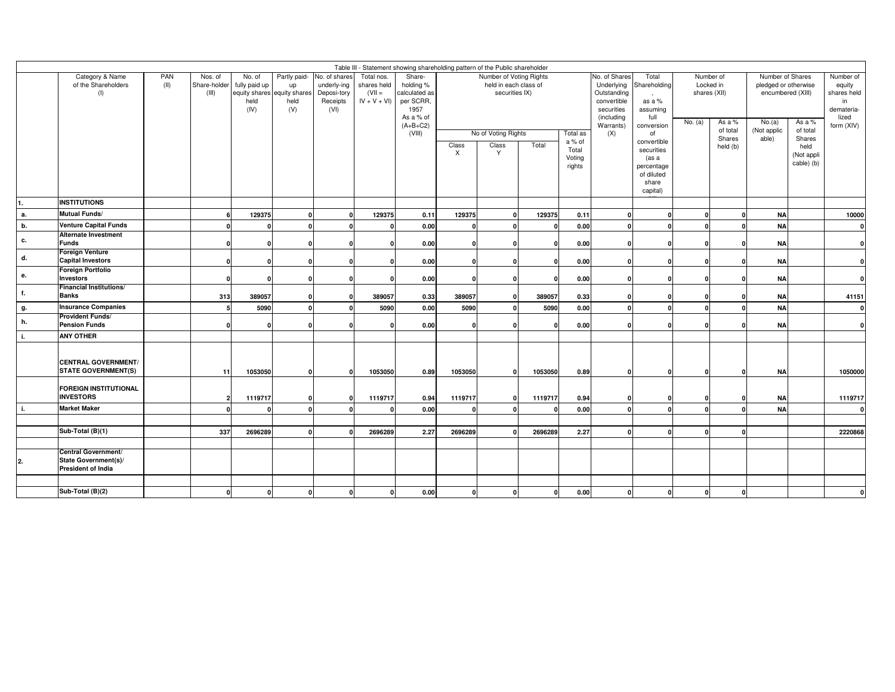Table III - Statement showing shareholding pattern of the Public shareholder

| | Category & Name of the Shareholders (I) | PAN (II) | Nos. of Share-holder (III) | No. of fully paid up equity shares held (IV) | Partly paid-up equity shares held (V) | No. of shares underly-ing Deposi-tory Receipts (VI) | Total nos. shares held (VII = IV + V + VI) | Share-holding % calculated as per SCRR, 1957 As a % of (A+B+C2) (VIII) | Number of Voting Rights held in each class of securities IX) | | | | No. of Shares Underlying Outstanding convertible securities (including Warrants) (X) | Total Shareholding, as a % assuming full conversion of convertible securities (as a percentage of diluted share capital) | Number of Locked in shares (XII) | | Number of Shares pledged or otherwise encumbered (XIII) | | Number of equity shares held in demateria-lized form (XIV) |
|---|---|---|---|---|---|---|---|---|---|---|---|---|---|---|---|---|---|---|---|
| | | | | | | | | | No of Voting Rights | | | Total as a % of Total Voting rights | | | No. (a) | As a % of total Shares held (b) | No.(a) (Not applic able) | As a % of total Shares held (Not appli cable) (b) | |
| | | | | | | | | | Class X | Class Y | Total | | | | | | | | |
| 1. | **INSTITUTIONS** | | | | | | | | | | | | | | | | | | |
| a. | **Mutual Funds/** | | 6 | 129375 | 0 | 0 | 129375 | 0.11 | 129375 | 0 | 129375 | 0.11 | 0 | 0 | 0 | 0 | NA | | 10000 |
| b. | **Venture Capital Funds** | | 0 | 0 | 0 | 0 | 0 | 0.00 | 0 | 0 | 0 | 0.00 | 0 | 0 | 0 | 0 | NA | | 0 |
| c. | **Alternate Investment Funds** | | 0 | 0 | 0 | 0 | 0 | 0.00 | 0 | 0 | 0 | 0.00 | 0 | 0 | 0 | 0 | NA | | 0 |
| d. | **Foreign Venture Capital Investors** | | 0 | 0 | 0 | 0 | 0 | 0.00 | 0 | 0 | 0 | 0.00 | 0 | 0 | 0 | 0 | NA | | 0 |
| e. | **Foreign Portfolio Investors** | | 0 | 0 | 0 | 0 | 0 | 0.00 | 0 | 0 | 0 | 0.00 | 0 | 0 | 0 | 0 | NA | | 0 |
| f. | **Financial Institutions/ Banks** | | 313 | 389057 | 0 | 0 | 389057 | 0.33 | 389057 | 0 | 389057 | 0.33 | 0 | 0 | 0 | 0 | NA | | 41151 |
| g. | **Insurance Companies** | | 5 | 5090 | 0 | 0 | 5090 | 0.00 | 5090 | 0 | 5090 | 0.00 | 0 | 0 | 0 | 0 | NA | | 0 |
| h. | **Provident Funds/ Pension Funds** | | 0 | 0 | 0 | 0 | 0 | 0.00 | 0 | 0 | 0 | 0.00 | 0 | 0 | 0 | 0 | NA | | 0 |
| i. | **ANY OTHER** | | | | | | | | | | | | | | | | | | |
| | **CENTRAL GOVERNMENT/ STATE GOVERNMENT(S)** | | 11 | 1053050 | 0 | 0 | 1053050 | 0.89 | 1053050 | 0 | 1053050 | 0.89 | 0 | 0 | 0 | 0 | NA | | 1050000 |
| | **FOREIGN INSTITUTIONAL INVESTORS** | | 2 | 1119717 | 0 | 0 | 1119717 | 0.94 | 1119717 | 0 | 1119717 | 0.94 | 0 | 0 | 0 | 0 | NA | | 1119717 |
| i. | **Market Maker** | | 0 | 0 | 0 | 0 | 0 | 0.00 | 0 | 0 | 0 | 0.00 | 0 | 0 | 0 | 0 | NA | | 0 |
| | **Sub-Total (B)(1)** | | 337 | 2696289 | 0 | 0 | 2696289 | 2.27 | 2696289 | 0 | 2696289 | 2.27 | 0 | 0 | 0 | 0 | | | 2220868 |
| 2. | **Central Government/ State Government(s)/ President of India** | | | | | | | | | | | | | | | | | | |
| | **Sub-Total (B)(2)** | | 0 | 0 | 0 | 0 | 0 | 0.00 | 0 | 0 | 0 | 0.00 | 0 | 0 | 0 | 0 | | | 0 |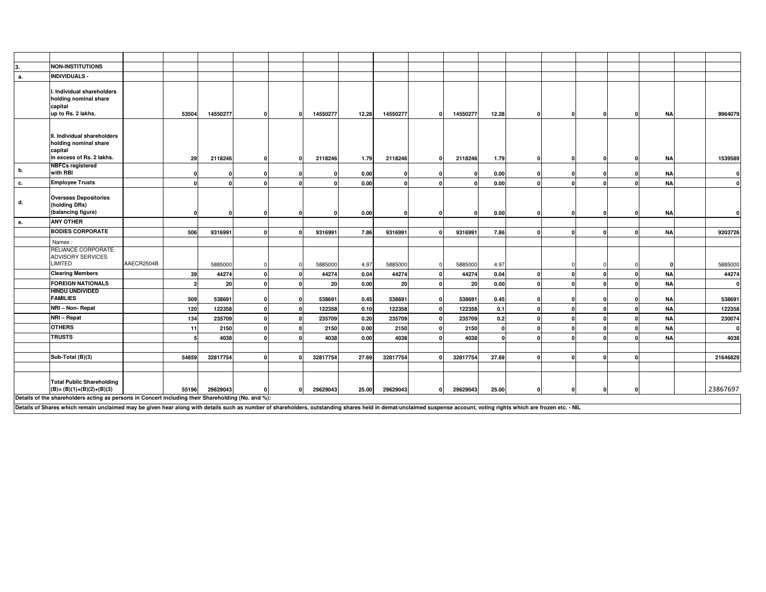| | | | | | | | | | | | | | | | | | | |
|---|---|---|---|---|---|---|---|---|---|---|---|---|---|---|---|---|---|---|
| 3. | NON-INSTITUTIONS | | | | | | | | | | | | | | | | | |
| a. | INDIVIDUALS - | | | | | | | | | | | | | | | | | |
| | I. Individual shareholders holding nominal share capital up to Rs. 2 lakhs. | | 53504 | 14550277 | 0 | 0 | 14550277 | 12.28 | 14550277 | 0 | 14550277 | 12.28 | 0 | 0 | 0 | 0 | NA | 9964079 |
| | II. Individual shareholders holding nominal share capital in excess of Rs. 2 lakhs. | | 29 | 2118246 | 0 | 0 | 2118246 | 1.79 | 2118246 | 0 | 2118246 | 1.79 | 0 | 0 | 0 | 0 | NA | 1539589 |
| b. | NBFCs registered with RBI | | 0 | 0 | 0 | 0 | 0 | 0.00 | 0 | 0 | 0 | 0.00 | 0 | 0 | 0 | 0 | NA | 0 |
| c. | Employee Trusts | | 0 | 0 | 0 | 0 | 0 | 0.00 | 0 | 0 | 0 | 0.00 | 0 | 0 | 0 | 0 | NA | 0 |
| d. | Overseas Depositories (holding DRs) (balancing figure) | | 0 | 0 | 0 | 0 | 0 | 0.00 | 0 | 0 | 0 | 0.00 | 0 | 0 | 0 | 0 | NA | 0 |
| e. | ANY OTHER | | | | | | | | | | | | | | | | | |
| | BODIES CORPORATE | | 506 | 9316991 | 0 | 0 | 9316991 | 7.86 | 9316991 | 0 | 9316991 | 7.86 | 0 | 0 | 0 | 0 | NA | 9203726 |
| | Names : | | | | | | | | | | | | | | | | | |
| | RELIANCE CORPORATE ADVISORY SERVICES LIMITED | AAECR2504B | | 5885000 | 0 | 0 | 5885000 | 4.97 | 5885000 | 0 | 5885000 | 4.97 | | 0 | 0 | 0 | 0 | 5885000 |
| | Clearing Members | | 39 | 44274 | 0 | 0 | 44274 | 0.04 | 44274 | 0 | 44274 | 0.04 | 0 | 0 | 0 | 0 | NA | 44274 |
| | FOREIGN NATIONALS | | 2 | 20 | 0 | 0 | 20 | 0.00 | 20 | 0 | 20 | 0.00 | 0 | 0 | 0 | 0 | NA | 0 |
| | HINDU UNDIVIDED FAMILIES | | 509 | 538691 | 0 | 0 | 538691 | 0.45 | 538691 | 0 | 538691 | 0.45 | 0 | 0 | 0 | 0 | NA | 538691 |
| | NRI – Non- Repat | | 120 | 122358 | 0 | 0 | 122358 | 0.10 | 122358 | 0 | 122358 | 0.1 | 0 | 0 | 0 | 0 | NA | 122358 |
| | NRI – Repat | | 134 | 235709 | 0 | 0 | 235709 | 0.20 | 235709 | 0 | 235709 | 0.2 | 0 | 0 | 0 | 0 | NA | 230074 |
| | OTHERS | | 11 | 2150 | 0 | 0 | 2150 | 0.00 | 2150 | 0 | 2150 | 0 | 0 | 0 | 0 | 0 | NA | 0 |
| | TRUSTS | | 5 | 4038 | 0 | 0 | 4038 | 0.00 | 4038 | 0 | 4038 | 0 | 0 | 0 | 0 | 0 | NA | 4038 |
| | | | | | | | | | | | | | | | | | | |
| | Sub-Total (B)(3) | | 54859 | 32817754 | 0 | 0 | 32817754 | 27.69 | 32817754 | 0 | 32817754 | 27.69 | 0 | 0 | 0 | 0 | | 21646829 |
| | | | | | | | | | | | | | | | | | | |
| | Total Public Shareholding (B)= (B)(1)+(B)(2)+(B)(3) | | 55196 | 29629043 | 0 | 0 | 29629043 | 25.00 | 29629043 | 0 | 29629043 | 25.00 | 0 | 0 | 0 | 0 | | 23867697 |

**Details of the shareholders acting as persons in Concert including their Shareholding (No. and %):**

**Details of Shares which remain unclaimed may be given hear along with details such as number of shareholders, outstanding shares held in demat/unclaimed suspense account, voting rights which are frozen etc. - NIL**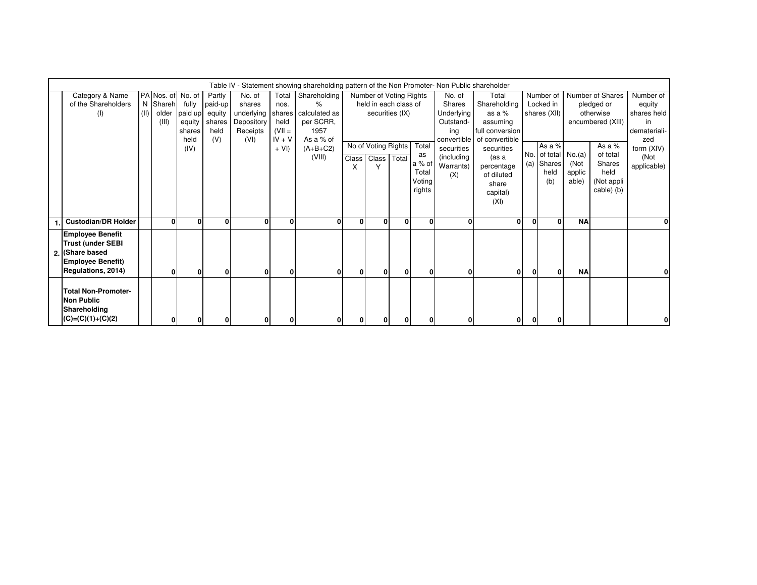Table IV - Statement showing shareholding pattern of the Non Promoter- Non Public shareholder

| | Category & Name of the Shareholders (I) | PAN (II) | Nos. of Shareholder (III) | No. of fully paid up equity shares held (IV) | Partly paid-up equity shares held (V) | No. of shares underlying Depository Receipts (VI) | Total nos. shares held (VII = IV + V + VI) | Shareholding % calculated as per SCRR, 1957 As a % of (A+B+C2) (VIII) | Number of Voting Rights held in each class of securities (IX) | | | | No. of Shares Underlying Outstanding convertible securities (including Warrants) (X) | Total Shareholding as a % assuming full conversion of convertible securities (as a percentage of diluted share capital) (XI) | Number of Locked in shares (XII) | | Number of Shares pledged or otherwise encumbered (XIII) | | Number of equity shares held in dematerialized form (XIV) (Not applicable) |
|---|---|---|---|---|---|---|---|---|---|---|---|---|---|---|---|---|---|---|---|
| | | | | | | | | | No of Voting Rights | | | Total as a % of Total Voting rights | | | No. (a) | As a % of total Shares held (b) | No.(a) (Not applicable) | As a % of total Shares held (Not applicable) (b) | |
| | | | | | | | | | Class X | Class Y | Total | | | | | | | | |
| 1. | **Custodian/DR Holder** | | 0 | 0 | 0 | 0 | 0 | 0 | 0 | 0 | 0 | 0 | 0 | 0 | 0 | 0 | NA | | 0 |
| 2. | **Employee Benefit Trust (under SEBI (Share based Employee Benefit) Regulations, 2014)** | | 0 | 0 | 0 | 0 | 0 | 0 | 0 | 0 | 0 | 0 | 0 | 0 | 0 | 0 | NA | | 0 |
| | **Total Non-Promoter- Non Public Shareholding (C)=(C)(1)+(C)(2)** | | 0 | 0 | 0 | 0 | 0 | 0 | 0 | 0 | 0 | 0 | 0 | 0 | 0 | 0 | | | 0 |